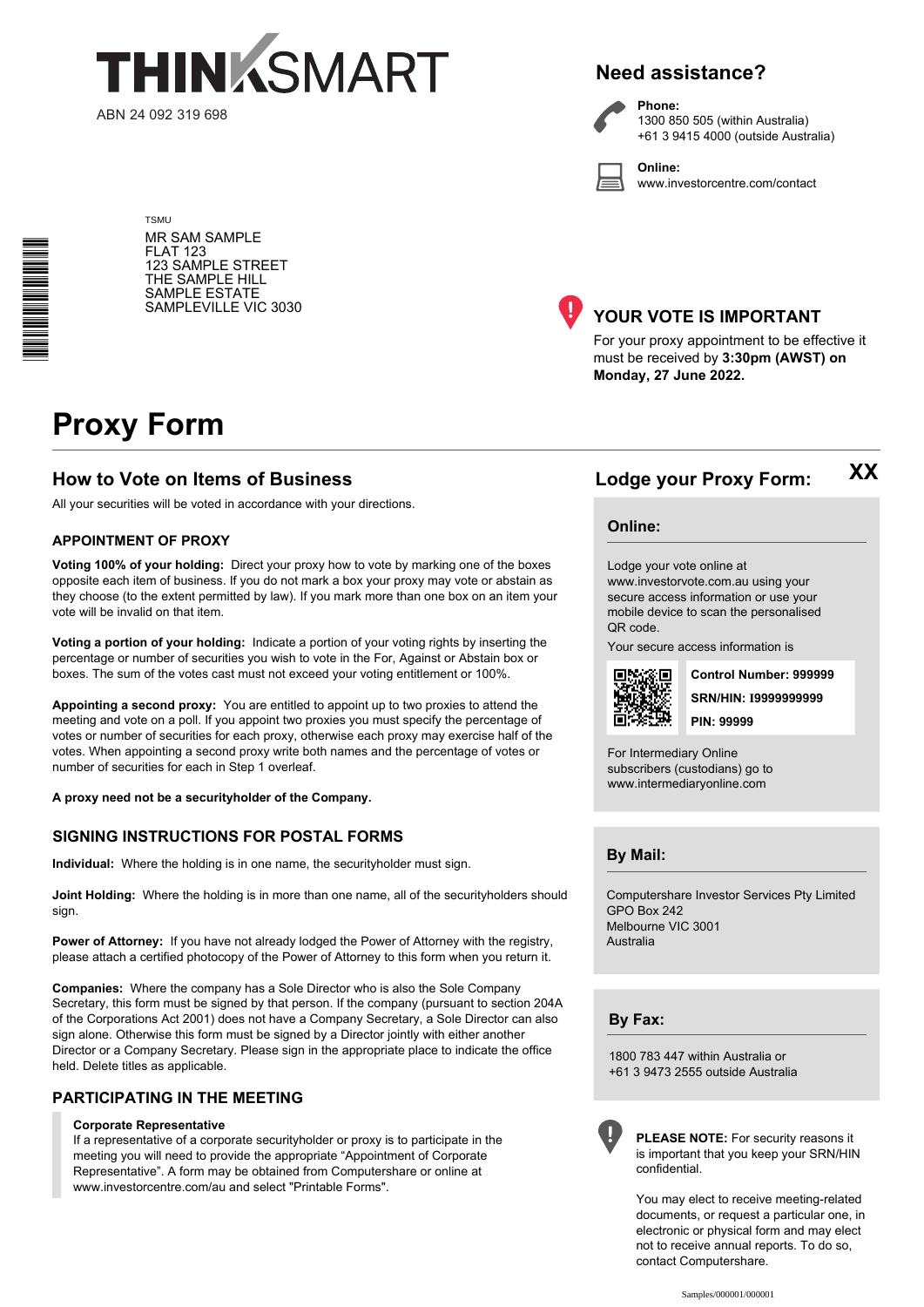THINKSMART

ABN 24 092 319 698

## Need assistance?

**Phone:**
1300 850 505 (within Australia)
+61 3 9415 4000 (outside Australia)

**Online:**
www.investorcentre.com/contact

TSMU
MR SAM SAMPLE
FLAT 123
123 SAMPLE STREET
THE SAMPLE HILL
SAMPLE ESTATE
SAMPLEVILLE VIC 3030

### YOUR VOTE IS IMPORTANT

For your proxy appointment to be effective it must be received by **3:30pm (AWST) on Monday, 27 June 2022.**

# Proxy Form

## How to Vote on Items of Business

All your securities will be voted in accordance with your directions.

### APPOINTMENT OF PROXY

**Voting 100% of your holding:** Direct your proxy how to vote by marking one of the boxes opposite each item of business. If you do not mark a box your proxy may vote or abstain as they choose (to the extent permitted by law). If you mark more than one box on an item your vote will be invalid on that item.

**Voting a portion of your holding:** Indicate a portion of your voting rights by inserting the percentage or number of securities you wish to vote in the For, Against or Abstain box or boxes. The sum of the votes cast must not exceed your voting entitlement or 100%.

**Appointing a second proxy:** You are entitled to appoint up to two proxies to attend the meeting and vote on a poll. If you appoint two proxies you must specify the percentage of votes or number of securities for each proxy, otherwise each proxy may exercise half of the votes. When appointing a second proxy write both names and the percentage of votes or number of securities for each in Step 1 overleaf.

**A proxy need not be a securityholder of the Company.**

### SIGNING INSTRUCTIONS FOR POSTAL FORMS

**Individual:** Where the holding is in one name, the securityholder must sign.

**Joint Holding:** Where the holding is in more than one name, all of the securityholders should sign.

**Power of Attorney:** If you have not already lodged the Power of Attorney with the registry, please attach a certified photocopy of the Power of Attorney to this form when you return it.

**Companies:** Where the company has a Sole Director who is also the Sole Company Secretary, this form must be signed by that person. If the company (pursuant to section 204A of the Corporations Act 2001) does not have a Company Secretary, a Sole Director can also sign alone. Otherwise this form must be signed by a Director jointly with either another Director or a Company Secretary. Please sign in the appropriate place to indicate the office held. Delete titles as applicable.

### PARTICIPATING IN THE MEETING

**Corporate Representative**
If a representative of a corporate securityholder or proxy is to participate in the meeting you will need to provide the appropriate "Appointment of Corporate Representative". A form may be obtained from Computershare or online at www.investorcentre.com/au and select "Printable Forms".

## Lodge your Proxy Form: XX

### Online:

Lodge your vote online at www.investorvote.com.au using your secure access information or use your mobile device to scan the personalised QR code.

Your secure access information is

**Control Number: 999999**
**SRN/HIN: I9999999999**
**PIN: 99999**

For Intermediary Online subscribers (custodians) go to www.intermediaryonline.com

### By Mail:

Computershare Investor Services Pty Limited
GPO Box 242
Melbourne VIC 3001
Australia

### By Fax:

1800 783 447 within Australia or
+61 3 9473 2555 outside Australia

**PLEASE NOTE:** For security reasons it is important that you keep your SRN/HIN confidential.

You may elect to receive meeting-related documents, or request a particular one, in electronic or physical form and may elect not to receive annual reports. To do so, contact Computershare.

Samples/000001/000001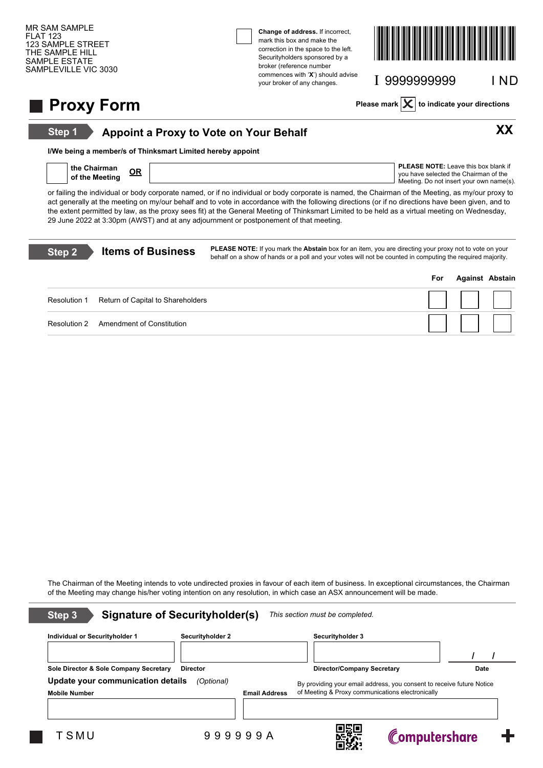MR SAM SAMPLE
FLAT 123
123 SAMPLE STREET
THE SAMPLE HILL
SAMPLE ESTATE
SAMPLEVILLE VIC 3030

**Change of address.** If incorrect, mark this box and make the correction in the space to the left. Securityholders sponsored by a broker (reference number commences with '**X**') should advise your broker of any changes.

I 9999999999 I ND

# Proxy Form

**Please mark X to indicate your directions**

## Step 1 Appoint a Proxy to Vote on Your Behalf

**XX**

**I/We being a member/s of Thinksmart Limited hereby appoint**

**the Chairman of the Meeting** **OR**

**PLEASE NOTE:** Leave this box blank if you have selected the Chairman of the Meeting. Do not insert your own name(s).

or failing the individual or body corporate named, or if no individual or body corporate is named, the Chairman of the Meeting, as my/our proxy to act generally at the meeting on my/our behalf and to vote in accordance with the following directions (or if no directions have been given, and to the extent permitted by law, as the proxy sees fit) at the General Meeting of Thinksmart Limited to be held as a virtual meeting on Wednesday, 29 June 2022 at 3:30pm (AWST) and at any adjournment or postponement of that meeting.

## Step 2 Items of Business

**PLEASE NOTE:** If you mark the **Abstain** box for an item, you are directing your proxy not to vote on your behalf on a show of hands or a poll and your votes will not be counted in computing the required majority.

| | | For | Against | Abstain |
|---|---|---|---|---|
| Resolution 1 | Return of Capital to Shareholders | | | |
| Resolution 2 | Amendment of Constitution | | | |

The Chairman of the Meeting intends to vote undirected proxies in favour of each item of business. In exceptional circumstances, the Chairman of the Meeting may change his/her voting intention on any resolution, in which case an ASX announcement will be made.

## Step 3 Signature of Securityholder(s)

*This section must be completed.*

| Individual or Securityholder 1 | Securityholder 2 | Securityholder 3 | |
|---|---|---|---|
| | | | / / |
| Sole Director & Sole Company Secretary | Director | Director/Company Secretary | Date |

**Update your communication details** *(Optional)*

**Mobile Number**

**Email Address**

By providing your email address, you consent to receive future Notice of Meeting & Proxy communications electronically

TSMU 999999A

Computershare